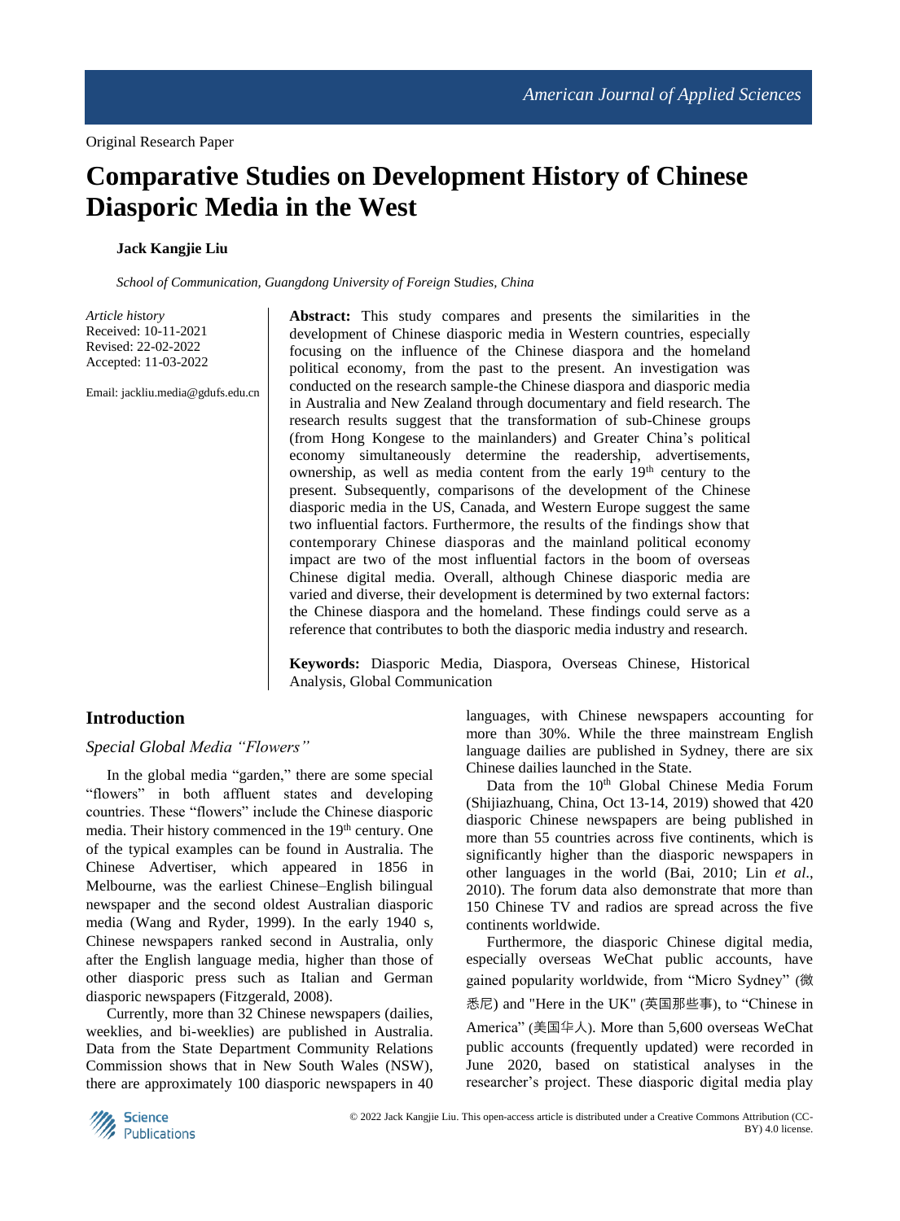Original Research Paper

# Comparative Studies on Development History of Chinese Diasporic Media in the West

**Jack Kangjie Liu**

*School of Communication, Guangdong University of Foreign Studies, China*

*Article history*
Received: 10-11-2021
Revised: 22-02-2022
Accepted: 11-03-2022

Email: jackliu.media@gdufs.edu.cn

**Abstract:** This study compares and presents the similarities in the development of Chinese diasporic media in Western countries, especially focusing on the influence of the Chinese diaspora and the homeland political economy, from the past to the present. An investigation was conducted on the research sample-the Chinese diaspora and diasporic media in Australia and New Zealand through documentary and field research. The research results suggest that the transformation of sub-Chinese groups (from Hong Kongese to the mainlanders) and Greater China's political economy simultaneously determine the readership, advertisements, ownership, as well as media content from the early 19th century to the present. Subsequently, comparisons of the development of the Chinese diasporic media in the US, Canada, and Western Europe suggest the same two influential factors. Furthermore, the results of the findings show that contemporary Chinese diasporas and the mainland political economy impact are two of the most influential factors in the boom of overseas Chinese digital media. Overall, although Chinese diasporic media are varied and diverse, their development is determined by two external factors: the Chinese diaspora and the homeland. These findings could serve as a reference that contributes to both the diasporic media industry and research.

**Keywords:** Diasporic Media, Diaspora, Overseas Chinese, Historical Analysis, Global Communication

## Introduction

### *Special Global Media "Flowers"*

In the global media "garden," there are some special "flowers" in both affluent states and developing countries. These "flowers" include the Chinese diasporic media. Their history commenced in the 19th century. One of the typical examples can be found in Australia. The Chinese Advertiser, which appeared in 1856 in Melbourne, was the earliest Chinese–English bilingual newspaper and the second oldest Australian diasporic media (Wang and Ryder, 1999). In the early 1940 s, Chinese newspapers ranked second in Australia, only after the English language media, higher than those of other diasporic press such as Italian and German diasporic newspapers (Fitzgerald, 2008).

Currently, more than 32 Chinese newspapers (dailies, weeklies, and bi-weeklies) are published in Australia. Data from the State Department Community Relations Commission shows that in New South Wales (NSW), there are approximately 100 diasporic newspapers in 40 languages, with Chinese newspapers accounting for more than 30%. While the three mainstream English language dailies are published in Sydney, there are six Chinese dailies launched in the State.

Data from the 10th Global Chinese Media Forum (Shijiazhuang, China, Oct 13-14, 2019) showed that 420 diasporic Chinese newspapers are being published in more than 55 countries across five continents, which is significantly higher than the diasporic newspapers in other languages in the world (Bai, 2010; Lin *et al*., 2010). The forum data also demonstrate that more than 150 Chinese TV and radios are spread across the five continents worldwide.

Furthermore, the diasporic Chinese digital media, especially overseas WeChat public accounts, have gained popularity worldwide, from "Micro Sydney" (微悉尼) and "Here in the UK" (英国那些事), to "Chinese in America" (美国华人). More than 5,600 overseas WeChat public accounts (frequently updated) were recorded in June 2020, based on statistical analyses in the researcher's project. These diasporic digital media play

© 2022 Jack Kangjie Liu. This open-access article is distributed under a Creative Commons Attribution (CC-BY) 4.0 license.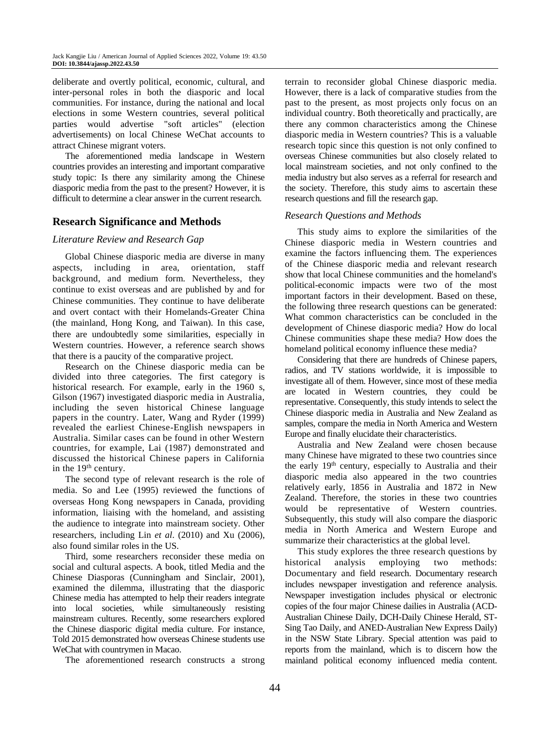deliberate and overtly political, economic, cultural, and inter-personal roles in both the diasporic and local communities. For instance, during the national and local elections in some Western countries, several political parties would advertise "soft articles" (election advertisements) on local Chinese WeChat accounts to attract Chinese migrant voters.

The aforementioned media landscape in Western countries provides an interesting and important comparative study topic: Is there any similarity among the Chinese diasporic media from the past to the present? However, it is difficult to determine a clear answer in the current research.

## Research Significance and Methods

### *Literature Review and Research Gap*

Global Chinese diasporic media are diverse in many aspects, including in area, orientation, staff background, and medium form. Nevertheless, they continue to exist overseas and are published by and for Chinese communities. They continue to have deliberate and overt contact with their Homelands-Greater China (the mainland, Hong Kong, and Taiwan). In this case, there are undoubtedly some similarities, especially in Western countries. However, a reference search shows that there is a paucity of the comparative project.

Research on the Chinese diasporic media can be divided into three categories. The first category is historical research. For example, early in the 1960 s, Gilson (1967) investigated diasporic media in Australia, including the seven historical Chinese language papers in the country. Later, Wang and Ryder (1999) revealed the earliest Chinese-English newspapers in Australia. Similar cases can be found in other Western countries, for example, Lai (1987) demonstrated and discussed the historical Chinese papers in California in the 19th century.

The second type of relevant research is the role of media. So and Lee (1995) reviewed the functions of overseas Hong Kong newspapers in Canada, providing information, liaising with the homeland, and assisting the audience to integrate into mainstream society. Other researchers, including Lin *et al*. (2010) and Xu (2006), also found similar roles in the US.

Third, some researchers reconsider these media on social and cultural aspects. A book, titled Media and the Chinese Diasporas (Cunningham and Sinclair, 2001), examined the dilemma, illustrating that the diasporic Chinese media has attempted to help their readers integrate into local societies, while simultaneously resisting mainstream cultures. Recently, some researchers explored the Chinese diasporic digital media culture. For instance, Told 2015 demonstrated how overseas Chinese students use WeChat with countrymen in Macao.

The aforementioned research constructs a strong terrain to reconsider global Chinese diasporic media. However, there is a lack of comparative studies from the past to the present, as most projects only focus on an individual country. Both theoretically and practically, are there any common characteristics among the Chinese diasporic media in Western countries? This is a valuable research topic since this question is not only confined to overseas Chinese communities but also closely related to local mainstream societies, and not only confined to the media industry but also serves as a referral for research and the society. Therefore, this study aims to ascertain these research questions and fill the research gap.

### *Research Questions and Methods*

This study aims to explore the similarities of the Chinese diasporic media in Western countries and examine the factors influencing them. The experiences of the Chinese diasporic media and relevant research show that local Chinese communities and the homeland's political-economic impacts were two of the most important factors in their development. Based on these, the following three research questions can be generated: What common characteristics can be concluded in the development of Chinese diasporic media? How do local Chinese communities shape these media? How does the homeland political economy influence these media?

Considering that there are hundreds of Chinese papers, radios, and TV stations worldwide, it is impossible to investigate all of them. However, since most of these media are located in Western countries, they could be representative. Consequently, this study intends to select the Chinese diasporic media in Australia and New Zealand as samples, compare the media in North America and Western Europe and finally elucidate their characteristics.

Australia and New Zealand were chosen because many Chinese have migrated to these two countries since the early 19th century, especially to Australia and their diasporic media also appeared in the two countries relatively early, 1856 in Australia and 1872 in New Zealand. Therefore, the stories in these two countries would be representative of Western countries. Subsequently, this study will also compare the diasporic media in North America and Western Europe and summarize their characteristics at the global level.

This study explores the three research questions by historical analysis employing two methods: Documentary and field research. Documentary research includes newspaper investigation and reference analysis. Newspaper investigation includes physical or electronic copies of the four major Chinese dailies in Australia (ACD-Australian Chinese Daily, DCH-Daily Chinese Herald, ST-Sing Tao Daily, and ANED-Australian New Express Daily) in the NSW State Library. Special attention was paid to reports from the mainland, which is to discern how the mainland political economy influenced media content.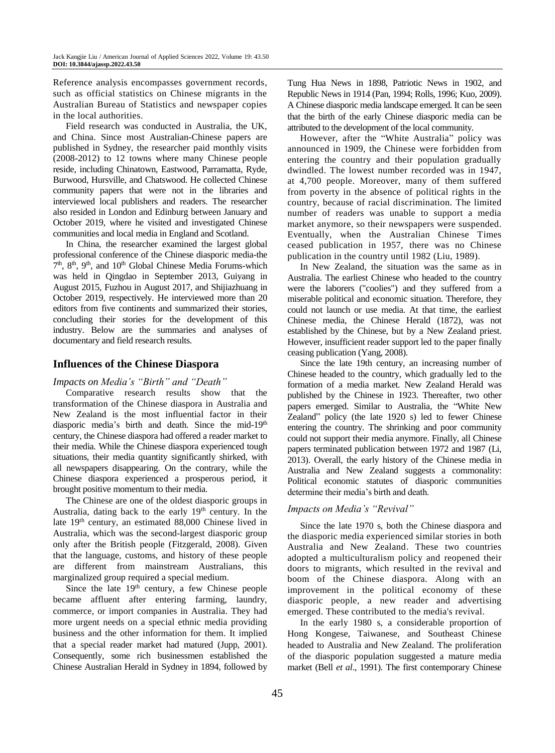Reference analysis encompasses government records, such as official statistics on Chinese migrants in the Australian Bureau of Statistics and newspaper copies in the local authorities.

Field research was conducted in Australia, the UK, and China. Since most Australian-Chinese papers are published in Sydney, the researcher paid monthly visits (2008-2012) to 12 towns where many Chinese people reside, including Chinatown, Eastwood, Parramatta, Ryde, Burwood, Hursville, and Chatswood. He collected Chinese community papers that were not in the libraries and interviewed local publishers and readers. The researcher also resided in London and Edinburg between January and October 2019, where he visited and investigated Chinese communities and local media in England and Scotland.

In China, the researcher examined the largest global professional conference of the Chinese diasporic media-the 7th, 8th, 9th, and 10th Global Chinese Media Forums-which was held in Qingdao in September 2013, Guiyang in August 2015, Fuzhou in August 2017, and Shijiazhuang in October 2019, respectively. He interviewed more than 20 editors from five continents and summarized their stories, concluding their stories for the development of this industry. Below are the summaries and analyses of documentary and field research results.

## Influences of the Chinese Diaspora

### *Impacts on Media's "Birth" and "Death"*

Comparative research results show that the transformation of the Chinese diaspora in Australia and New Zealand is the most influential factor in their diasporic media's birth and death. Since the mid-19th century, the Chinese diaspora had offered a reader market to their media. While the Chinese diaspora experienced tough situations, their media quantity significantly shirked, with all newspapers disappearing. On the contrary, while the Chinese diaspora experienced a prosperous period, it brought positive momentum to their media.

The Chinese are one of the oldest diasporic groups in Australia, dating back to the early 19th century. In the late 19th century, an estimated 88,000 Chinese lived in Australia, which was the second-largest diasporic group only after the British people (Fitzgerald, 2008). Given that the language, customs, and history of these people are different from mainstream Australians, this marginalized group required a special medium.

Since the late 19th century, a few Chinese people became affluent after entering farming, laundry, commerce, or import companies in Australia. They had more urgent needs on a special ethnic media providing business and the other information for them. It implied that a special reader market had matured (Jupp, 2001). Consequently, some rich businessmen established the Chinese Australian Herald in Sydney in 1894, followed by Tung Hua News in 1898, Patriotic News in 1902, and Republic News in 1914 (Pan, 1994; Rolls, 1996; Kuo, 2009). A Chinese diasporic media landscape emerged. It can be seen that the birth of the early Chinese diasporic media can be attributed to the development of the local community.

However, after the "White Australia" policy was announced in 1909, the Chinese were forbidden from entering the country and their population gradually dwindled. The lowest number recorded was in 1947, at 4,700 people. Moreover, many of them suffered from poverty in the absence of political rights in the country, because of racial discrimination. The limited number of readers was unable to support a media market anymore, so their newspapers were suspended. Eventually, when the Australian Chinese Times ceased publication in 1957, there was no Chinese publication in the country until 1982 (Liu, 1989).

In New Zealand, the situation was the same as in Australia. The earliest Chinese who headed to the country were the laborers ("coolies") and they suffered from a miserable political and economic situation. Therefore, they could not launch or use media. At that time, the earliest Chinese media, the Chinese Herald (1872), was not established by the Chinese, but by a New Zealand priest. However, insufficient reader support led to the paper finally ceasing publication (Yang, 2008).

Since the late 19th century, an increasing number of Chinese headed to the country, which gradually led to the formation of a media market. New Zealand Herald was published by the Chinese in 1923. Thereafter, two other papers emerged. Similar to Australia, the "White New Zealand" policy (the late 1920 s) led to fewer Chinese entering the country. The shrinking and poor community could not support their media anymore. Finally, all Chinese papers terminated publication between 1972 and 1987 (Li, 2013). Overall, the early history of the Chinese media in Australia and New Zealand suggests a commonality: Political economic statutes of diasporic communities determine their media's birth and death.

### *Impacts on Media's "Revival"*

Since the late 1970 s, both the Chinese diaspora and the diasporic media experienced similar stories in both Australia and New Zealand. These two countries adopted a multiculturalism policy and reopened their doors to migrants, which resulted in the revival and boom of the Chinese diaspora. Along with an improvement in the political economy of these diasporic people, a new reader and advertising emerged. These contributed to the media's revival.

In the early 1980 s, a considerable proportion of Hong Kongese, Taiwanese, and Southeast Chinese headed to Australia and New Zealand. The proliferation of the diasporic population suggested a mature media market (Bell *et al*., 1991). The first contemporary Chinese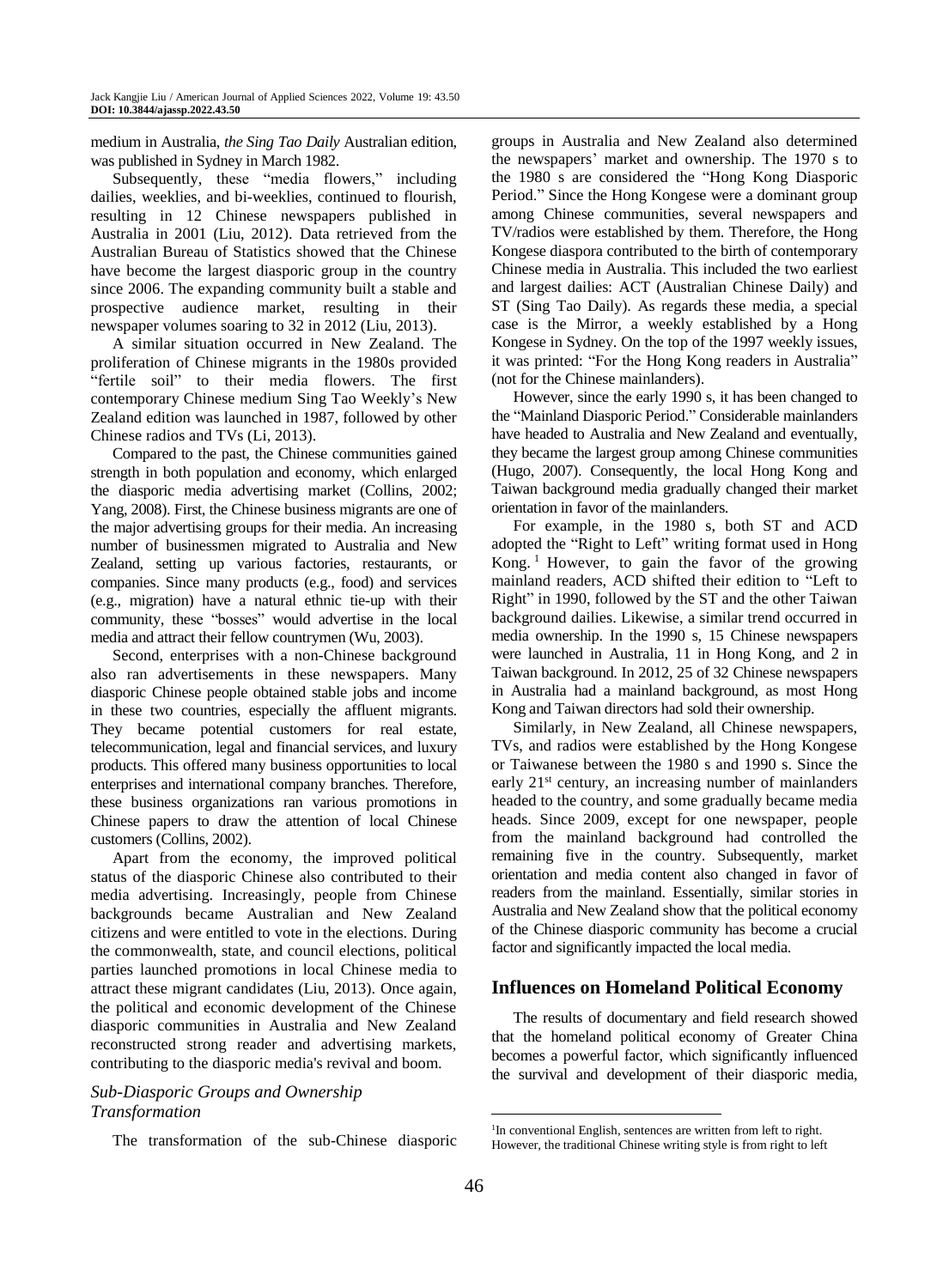medium in Australia, *the Sing Tao Daily* Australian edition, was published in Sydney in March 1982.

Subsequently, these "media flowers," including dailies, weeklies, and bi-weeklies, continued to flourish, resulting in 12 Chinese newspapers published in Australia in 2001 (Liu, 2012). Data retrieved from the Australian Bureau of Statistics showed that the Chinese have become the largest diasporic group in the country since 2006. The expanding community built a stable and prospective audience market, resulting in their newspaper volumes soaring to 32 in 2012 (Liu, 2013).

A similar situation occurred in New Zealand. The proliferation of Chinese migrants in the 1980s provided "fertile soil" to their media flowers. The first contemporary Chinese medium Sing Tao Weekly's New Zealand edition was launched in 1987, followed by other Chinese radios and TVs (Li, 2013).

Compared to the past, the Chinese communities gained strength in both population and economy, which enlarged the diasporic media advertising market (Collins, 2002; Yang, 2008). First, the Chinese business migrants are one of the major advertising groups for their media. An increasing number of businessmen migrated to Australia and New Zealand, setting up various factories, restaurants, or companies. Since many products (e.g., food) and services (e.g., migration) have a natural ethnic tie-up with their community, these "bosses" would advertise in the local media and attract their fellow countrymen (Wu, 2003).

Second, enterprises with a non-Chinese background also ran advertisements in these newspapers. Many diasporic Chinese people obtained stable jobs and income in these two countries, especially the affluent migrants. They became potential customers for real estate, telecommunication, legal and financial services, and luxury products. This offered many business opportunities to local enterprises and international company branches. Therefore, these business organizations ran various promotions in Chinese papers to draw the attention of local Chinese customers (Collins, 2002).

Apart from the economy, the improved political status of the diasporic Chinese also contributed to their media advertising. Increasingly, people from Chinese backgrounds became Australian and New Zealand citizens and were entitled to vote in the elections. During the commonwealth, state, and council elections, political parties launched promotions in local Chinese media to attract these migrant candidates (Liu, 2013). Once again, the political and economic development of the Chinese diasporic communities in Australia and New Zealand reconstructed strong reader and advertising markets, contributing to the diasporic media's revival and boom.

### *Sub-Diasporic Groups and Ownership Transformation*

The transformation of the sub-Chinese diasporic groups in Australia and New Zealand also determined the newspapers' market and ownership. The 1970 s to the 1980 s are considered the "Hong Kong Diasporic Period." Since the Hong Kongese were a dominant group among Chinese communities, several newspapers and TV/radios were established by them. Therefore, the Hong Kongese diaspora contributed to the birth of contemporary Chinese media in Australia. This included the two earliest and largest dailies: ACT (Australian Chinese Daily) and ST (Sing Tao Daily). As regards these media, a special case is the Mirror, a weekly established by a Hong Kongese in Sydney. On the top of the 1997 weekly issues, it was printed: "For the Hong Kong readers in Australia" (not for the Chinese mainlanders).

However, since the early 1990 s, it has been changed to the "Mainland Diasporic Period." Considerable mainlanders have headed to Australia and New Zealand and eventually, they became the largest group among Chinese communities (Hugo, 2007). Consequently, the local Hong Kong and Taiwan background media gradually changed their market orientation in favor of the mainlanders.

For example, in the 1980 s, both ST and ACD adopted the "Right to Left" writing format used in Hong Kong.[1] However, to gain the favor of the growing mainland readers, ACD shifted their edition to "Left to Right" in 1990, followed by the ST and the other Taiwan background dailies. Likewise, a similar trend occurred in media ownership. In the 1990 s, 15 Chinese newspapers were launched in Australia, 11 in Hong Kong, and 2 in Taiwan background. In 2012, 25 of 32 Chinese newspapers in Australia had a mainland background, as most Hong Kong and Taiwan directors had sold their ownership.

Similarly, in New Zealand, all Chinese newspapers, TVs, and radios were established by the Hong Kongese or Taiwanese between the 1980 s and 1990 s. Since the early 21st century, an increasing number of mainlanders headed to the country, and some gradually became media heads. Since 2009, except for one newspaper, people from the mainland background had controlled the remaining five in the country. Subsequently, market orientation and media content also changed in favor of readers from the mainland. Essentially, similar stories in Australia and New Zealand show that the political economy of the Chinese diasporic community has become a crucial factor and significantly impacted the local media.

## Influences on Homeland Political Economy

The results of documentary and field research showed that the homeland political economy of Greater China becomes a powerful factor, which significantly influenced the survival and development of their diasporic media,

[1] In conventional English, sentences are written from left to right. However, the traditional Chinese writing style is from right to left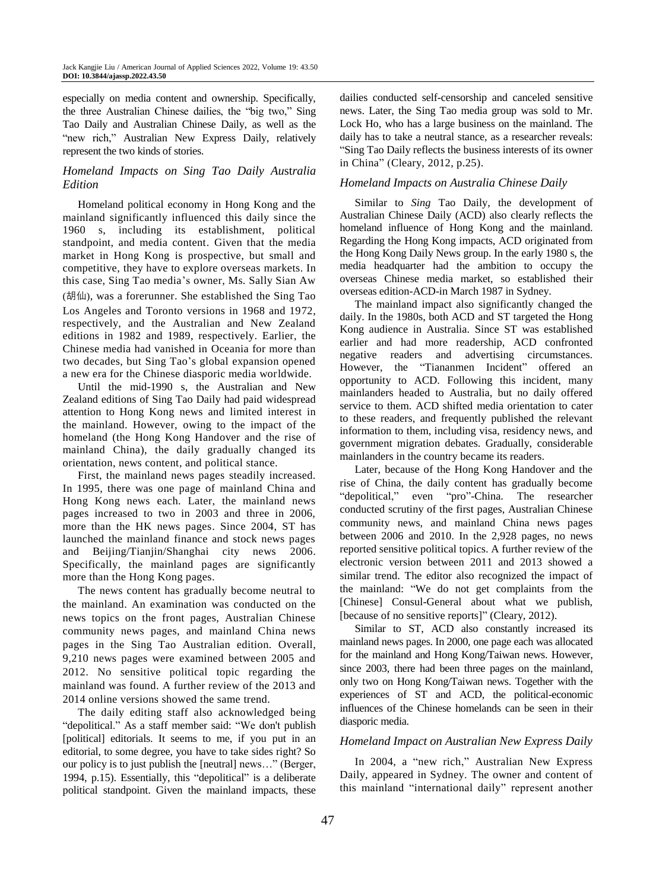especially on media content and ownership. Specifically, the three Australian Chinese dailies, the "big two," Sing Tao Daily and Australian Chinese Daily, as well as the "new rich," Australian New Express Daily, relatively represent the two kinds of stories.

### *Homeland Impacts on Sing Tao Daily Australia Edition*

Homeland political economy in Hong Kong and the mainland significantly influenced this daily since the 1960 s, including its establishment, political standpoint, and media content. Given that the media market in Hong Kong is prospective, but small and competitive, they have to explore overseas markets. In this case, Sing Tao media's owner, Ms. Sally Sian Aw (胡仙), was a forerunner. She established the Sing Tao Los Angeles and Toronto versions in 1968 and 1972, respectively, and the Australian and New Zealand editions in 1982 and 1989, respectively. Earlier, the Chinese media had vanished in Oceania for more than two decades, but Sing Tao's global expansion opened a new era for the Chinese diasporic media worldwide.

Until the mid-1990 s, the Australian and New Zealand editions of Sing Tao Daily had paid widespread attention to Hong Kong news and limited interest in the mainland. However, owing to the impact of the homeland (the Hong Kong Handover and the rise of mainland China), the daily gradually changed its orientation, news content, and political stance.

First, the mainland news pages steadily increased. In 1995, there was one page of mainland China and Hong Kong news each. Later, the mainland news pages increased to two in 2003 and three in 2006, more than the HK news pages. Since 2004, ST has launched the mainland finance and stock news pages and Beijing/Tianjin/Shanghai city news 2006. Specifically, the mainland pages are significantly more than the Hong Kong pages.

The news content has gradually become neutral to the mainland. An examination was conducted on the news topics on the front pages, Australian Chinese community news pages, and mainland China news pages in the Sing Tao Australian edition. Overall, 9,210 news pages were examined between 2005 and 2012. No sensitive political topic regarding the mainland was found. A further review of the 2013 and 2014 online versions showed the same trend.

The daily editing staff also acknowledged being "depolitical." As a staff member said: "We don't publish [political] editorials. It seems to me, if you put in an editorial, to some degree, you have to take sides right? So our policy is to just publish the [neutral] news…" (Berger, 1994, p.15). Essentially, this "depolitical" is a deliberate political standpoint. Given the mainland impacts, these dailies conducted self-censorship and canceled sensitive news. Later, the Sing Tao media group was sold to Mr. Lock Ho, who has a large business on the mainland. The daily has to take a neutral stance, as a researcher reveals: "Sing Tao Daily reflects the business interests of its owner in China" (Cleary, 2012, p.25).

### *Homeland Impacts on Australia Chinese Daily*

Similar to *Sing* Tao Daily, the development of Australian Chinese Daily (ACD) also clearly reflects the homeland influence of Hong Kong and the mainland. Regarding the Hong Kong impacts, ACD originated from the Hong Kong Daily News group. In the early 1980 s, the media headquarter had the ambition to occupy the overseas Chinese media market, so established their overseas edition-ACD-in March 1987 in Sydney.

The mainland impact also significantly changed the daily. In the 1980s, both ACD and ST targeted the Hong Kong audience in Australia. Since ST was established earlier and had more readership, ACD confronted negative readers and advertising circumstances. However, the "Tiananmen Incident" offered an opportunity to ACD. Following this incident, many mainlanders headed to Australia, but no daily offered service to them. ACD shifted media orientation to cater to these readers, and frequently published the relevant information to them, including visa, residency news, and government migration debates. Gradually, considerable mainlanders in the country became its readers.

Later, because of the Hong Kong Handover and the rise of China, the daily content has gradually become "depolitical," even "pro"-China. The researcher conducted scrutiny of the first pages, Australian Chinese community news, and mainland China news pages between 2006 and 2010. In the 2,928 pages, no news reported sensitive political topics. A further review of the electronic version between 2011 and 2013 showed a similar trend. The editor also recognized the impact of the mainland: "We do not get complaints from the [Chinese] Consul-General about what we publish, [because of no sensitive reports]" (Cleary, 2012).

Similar to ST, ACD also constantly increased its mainland news pages. In 2000, one page each was allocated for the mainland and Hong Kong/Taiwan news. However, since 2003, there had been three pages on the mainland, only two on Hong Kong/Taiwan news. Together with the experiences of ST and ACD, the political-economic influences of the Chinese homelands can be seen in their diasporic media.

### *Homeland Impact on Australian New Express Daily*

In 2004, a "new rich," Australian New Express Daily, appeared in Sydney. The owner and content of this mainland "international daily" represent another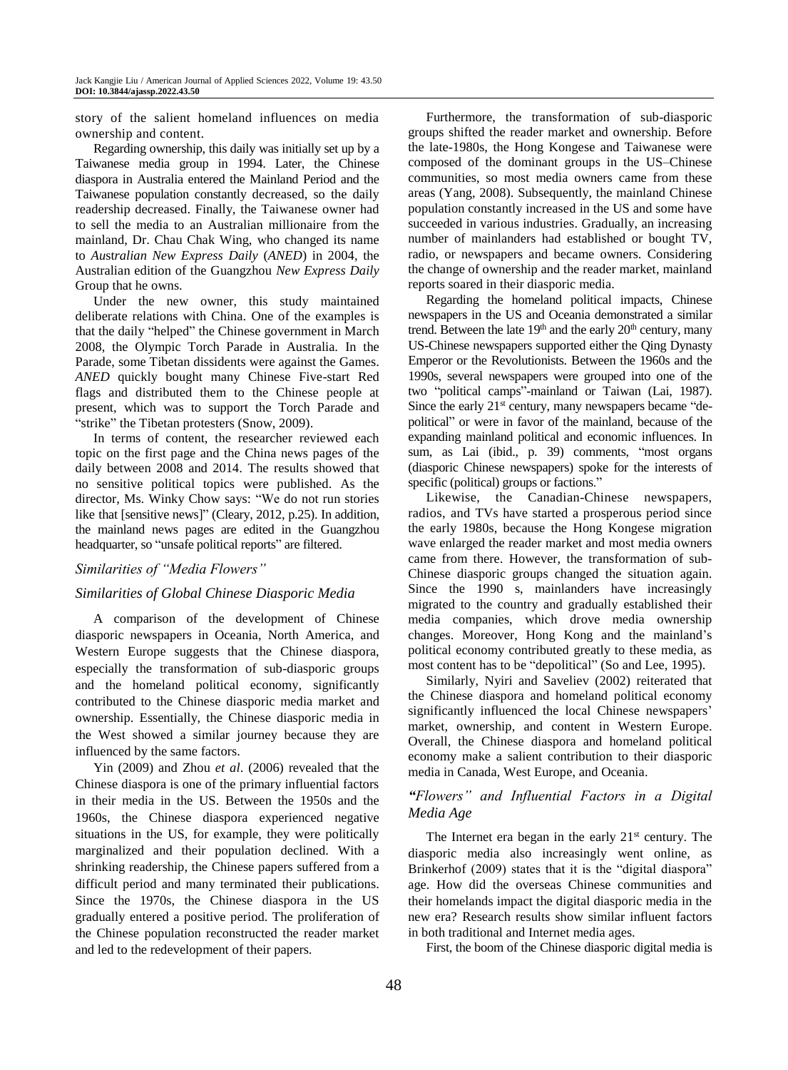story of the salient homeland influences on media ownership and content.

Regarding ownership, this daily was initially set up by a Taiwanese media group in 1994. Later, the Chinese diaspora in Australia entered the Mainland Period and the Taiwanese population constantly decreased, so the daily readership decreased. Finally, the Taiwanese owner had to sell the media to an Australian millionaire from the mainland, Dr. Chau Chak Wing, who changed its name to *Australian New Express Daily* (*ANED*) in 2004, the Australian edition of the Guangzhou *New Express Daily* Group that he owns.

Under the new owner, this study maintained deliberate relations with China. One of the examples is that the daily "helped" the Chinese government in March 2008, the Olympic Torch Parade in Australia. In the Parade, some Tibetan dissidents were against the Games. *ANED* quickly bought many Chinese Five-start Red flags and distributed them to the Chinese people at present, which was to support the Torch Parade and "strike" the Tibetan protesters (Snow, 2009).

In terms of content, the researcher reviewed each topic on the first page and the China news pages of the daily between 2008 and 2014. The results showed that no sensitive political topics were published. As the director, Ms. Winky Chow says: "We do not run stories like that [sensitive news]" (Cleary, 2012, p.25). In addition, the mainland news pages are edited in the Guangzhou headquarter, so "unsafe political reports" are filtered.

### *Similarities of "Media Flowers"*

### *Similarities of Global Chinese Diasporic Media*

A comparison of the development of Chinese diasporic newspapers in Oceania, North America, and Western Europe suggests that the Chinese diaspora, especially the transformation of sub-diasporic groups and the homeland political economy, significantly contributed to the Chinese diasporic media market and ownership. Essentially, the Chinese diasporic media in the West showed a similar journey because they are influenced by the same factors.

Yin (2009) and Zhou *et al*. (2006) revealed that the Chinese diaspora is one of the primary influential factors in their media in the US. Between the 1950s and the 1960s, the Chinese diaspora experienced negative situations in the US, for example, they were politically marginalized and their population declined. With a shrinking readership, the Chinese papers suffered from a difficult period and many terminated their publications. Since the 1970s, the Chinese diaspora in the US gradually entered a positive period. The proliferation of the Chinese population reconstructed the reader market and led to the redevelopment of their papers.

Furthermore, the transformation of sub-diasporic groups shifted the reader market and ownership. Before the late-1980s, the Hong Kongese and Taiwanese were composed of the dominant groups in the US–Chinese communities, so most media owners came from these areas (Yang, 2008). Subsequently, the mainland Chinese population constantly increased in the US and some have succeeded in various industries. Gradually, an increasing number of mainlanders had established or bought TV, radio, or newspapers and became owners. Considering the change of ownership and the reader market, mainland reports soared in their diasporic media.

Regarding the homeland political impacts, Chinese newspapers in the US and Oceania demonstrated a similar trend. Between the late 19th and the early 20th century, many US-Chinese newspapers supported either the Qing Dynasty Emperor or the Revolutionists. Between the 1960s and the 1990s, several newspapers were grouped into one of the two "political camps"-mainland or Taiwan (Lai, 1987). Since the early 21st century, many newspapers became "de-political" or were in favor of the mainland, because of the expanding mainland political and economic influences. In sum, as Lai (ibid., p. 39) comments, "most organs (diasporic Chinese newspapers) spoke for the interests of specific (political) groups or factions."

Likewise, the Canadian-Chinese newspapers, radios, and TVs have started a prosperous period since the early 1980s, because the Hong Kongese migration wave enlarged the reader market and most media owners came from there. However, the transformation of sub-Chinese diasporic groups changed the situation again. Since the 1990 s, mainlanders have increasingly migrated to the country and gradually established their media companies, which drove media ownership changes. Moreover, Hong Kong and the mainland's political economy contributed greatly to these media, as most content has to be "depolitical" (So and Lee, 1995).

Similarly, Nyiri and Saveliev (2002) reiterated that the Chinese diaspora and homeland political economy significantly influenced the local Chinese newspapers' market, ownership, and content in Western Europe. Overall, the Chinese diaspora and homeland political economy make a salient contribution to their diasporic media in Canada, West Europe, and Oceania.

### *"Flowers" and Influential Factors in a Digital Media Age*

The Internet era began in the early 21st century. The diasporic media also increasingly went online, as Brinkerhof (2009) states that it is the "digital diaspora" age. How did the overseas Chinese communities and their homelands impact the digital diasporic media in the new era? Research results show similar influent factors in both traditional and Internet media ages.

First, the boom of the Chinese diasporic digital media is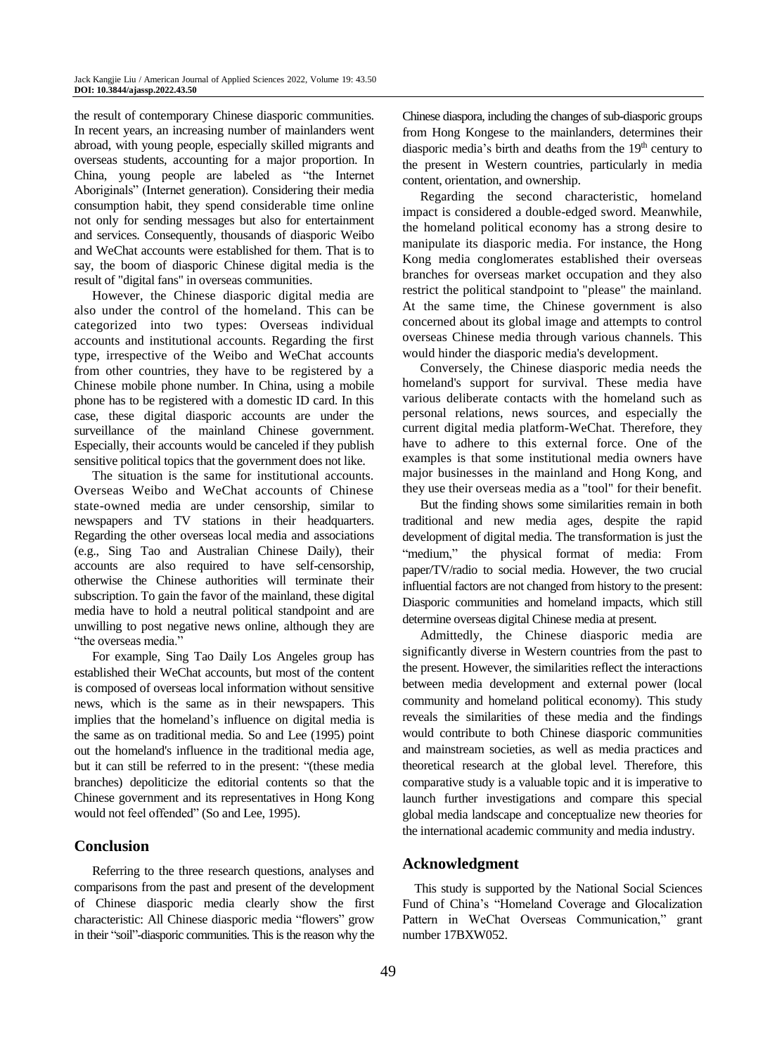the result of contemporary Chinese diasporic communities. In recent years, an increasing number of mainlanders went abroad, with young people, especially skilled migrants and overseas students, accounting for a major proportion. In China, young people are labeled as "the Internet Aboriginals" (Internet generation). Considering their media consumption habit, they spend considerable time online not only for sending messages but also for entertainment and services. Consequently, thousands of diasporic Weibo and WeChat accounts were established for them. That is to say, the boom of diasporic Chinese digital media is the result of "digital fans" in overseas communities.

However, the Chinese diasporic digital media are also under the control of the homeland. This can be categorized into two types: Overseas individual accounts and institutional accounts. Regarding the first type, irrespective of the Weibo and WeChat accounts from other countries, they have to be registered by a Chinese mobile phone number. In China, using a mobile phone has to be registered with a domestic ID card. In this case, these digital diasporic accounts are under the surveillance of the mainland Chinese government. Especially, their accounts would be canceled if they publish sensitive political topics that the government does not like.

The situation is the same for institutional accounts. Overseas Weibo and WeChat accounts of Chinese state-owned media are under censorship, similar to newspapers and TV stations in their headquarters. Regarding the other overseas local media and associations (e.g., Sing Tao and Australian Chinese Daily), their accounts are also required to have self-censorship, otherwise the Chinese authorities will terminate their subscription. To gain the favor of the mainland, these digital media have to hold a neutral political standpoint and are unwilling to post negative news online, although they are "the overseas media."

For example, Sing Tao Daily Los Angeles group has established their WeChat accounts, but most of the content is composed of overseas local information without sensitive news, which is the same as in their newspapers. This implies that the homeland's influence on digital media is the same as on traditional media. So and Lee (1995) point out the homeland's influence in the traditional media age, but it can still be referred to in the present: "(these media branches) depoliticize the editorial contents so that the Chinese government and its representatives in Hong Kong would not feel offended" (So and Lee, 1995).

## Conclusion

Referring to the three research questions, analyses and comparisons from the past and present of the development of Chinese diasporic media clearly show the first characteristic: All Chinese diasporic media "flowers" grow in their "soil"-diasporic communities. This is the reason why the Chinese diaspora, including the changes of sub-diasporic groups from Hong Kongese to the mainlanders, determines their diasporic media's birth and deaths from the 19th century to the present in Western countries, particularly in media content, orientation, and ownership.

Regarding the second characteristic, homeland impact is considered a double-edged sword. Meanwhile, the homeland political economy has a strong desire to manipulate its diasporic media. For instance, the Hong Kong media conglomerates established their overseas branches for overseas market occupation and they also restrict the political standpoint to "please" the mainland. At the same time, the Chinese government is also concerned about its global image and attempts to control overseas Chinese media through various channels. This would hinder the diasporic media's development.

Conversely, the Chinese diasporic media needs the homeland's support for survival. These media have various deliberate contacts with the homeland such as personal relations, news sources, and especially the current digital media platform-WeChat. Therefore, they have to adhere to this external force. One of the examples is that some institutional media owners have major businesses in the mainland and Hong Kong, and they use their overseas media as a "tool" for their benefit.

But the finding shows some similarities remain in both traditional and new media ages, despite the rapid development of digital media. The transformation is just the "medium," the physical format of media: From paper/TV/radio to social media. However, the two crucial influential factors are not changed from history to the present: Diasporic communities and homeland impacts, which still determine overseas digital Chinese media at present.

Admittedly, the Chinese diasporic media are significantly diverse in Western countries from the past to the present. However, the similarities reflect the interactions between media development and external power (local community and homeland political economy). This study reveals the similarities of these media and the findings would contribute to both Chinese diasporic communities and mainstream societies, as well as media practices and theoretical research at the global level. Therefore, this comparative study is a valuable topic and it is imperative to launch further investigations and compare this special global media landscape and conceptualize new theories for the international academic community and media industry.

## Acknowledgment

This study is supported by the National Social Sciences Fund of China's "Homeland Coverage and Glocalization Pattern in WeChat Overseas Communication," grant number 17BXW052.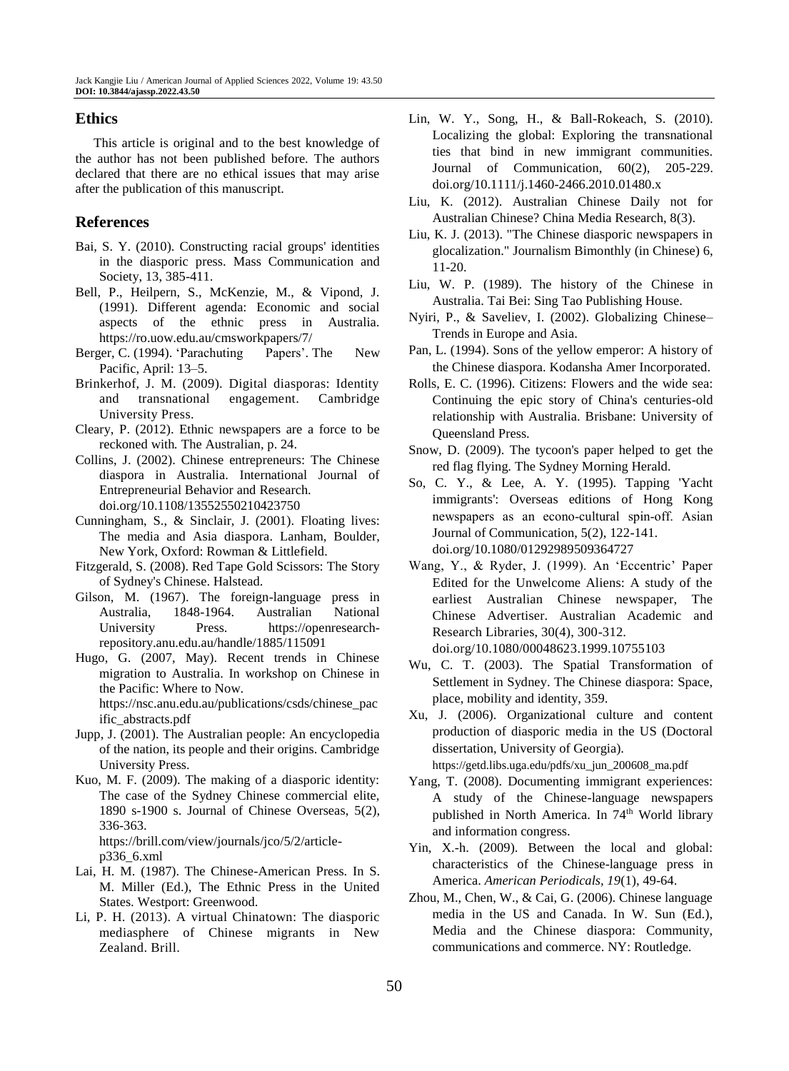## Ethics

This article is original and to the best knowledge of the author has not been published before. The authors declared that there are no ethical issues that may arise after the publication of this manuscript.

## References

Bai, S. Y. (2010). Constructing racial groups' identities in the diasporic press. Mass Communication and Society, 13, 385-411.

Bell, P., Heilpern, S., McKenzie, M., & Vipond, J. (1991). Different agenda: Economic and social aspects of the ethnic press in Australia. https://ro.uow.edu.au/cmsworkpapers/7/

Berger, C. (1994). 'Parachuting Papers'. The New Pacific, April: 13–5.

Brinkerhof, J. M. (2009). Digital diasporas: Identity and transnational engagement. Cambridge University Press.

Cleary, P. (2012). Ethnic newspapers are a force to be reckoned with. The Australian, p. 24.

Collins, J. (2002). Chinese entrepreneurs: The Chinese diaspora in Australia. International Journal of Entrepreneurial Behavior and Research. doi.org/10.1108/13552550210423750

Cunningham, S., & Sinclair, J. (2001). Floating lives: The media and Asia diaspora. Lanham, Boulder, New York, Oxford: Rowman & Littlefield.

Fitzgerald, S. (2008). Red Tape Gold Scissors: The Story of Sydney's Chinese. Halstead.

Gilson, M. (1967). The foreign-language press in Australia, 1848-1964. Australian National University Press. https://openresearch-repository.anu.edu.au/handle/1885/115091

Hugo, G. (2007, May). Recent trends in Chinese migration to Australia. In workshop on Chinese in the Pacific: Where to Now. https://nsc.anu.edu.au/publications/csds/chinese_pacific_abstracts.pdf

Jupp, J. (2001). The Australian people: An encyclopedia of the nation, its people and their origins. Cambridge University Press.

Kuo, M. F. (2009). The making of a diasporic identity: The case of the Sydney Chinese commercial elite, 1890 s-1900 s. Journal of Chinese Overseas, 5(2), 336-363. https://brill.com/view/journals/jco/5/2/article-p336_6.xml

Lai, H. M. (1987). The Chinese-American Press. In S. M. Miller (Ed.), The Ethnic Press in the United States. Westport: Greenwood.

Li, P. H. (2013). A virtual Chinatown: The diasporic mediasphere of Chinese migrants in New Zealand. Brill.

Lin, W. Y., Song, H., & Ball-Rokeach, S. (2010). Localizing the global: Exploring the transnational ties that bind in new immigrant communities. Journal of Communication, 60(2), 205-229. doi.org/10.1111/j.1460-2466.2010.01480.x

Liu, K. (2012). Australian Chinese Daily not for Australian Chinese? China Media Research, 8(3).

Liu, K. J. (2013). "The Chinese diasporic newspapers in glocalization." Journalism Bimonthly (in Chinese) 6, 11-20.

Liu, W. P. (1989). The history of the Chinese in Australia. Tai Bei: Sing Tao Publishing House.

Nyiri, P., & Saveliev, I. (2002). Globalizing Chinese–Trends in Europe and Asia.

Pan, L. (1994). Sons of the yellow emperor: A history of the Chinese diaspora. Kodansha Amer Incorporated.

Rolls, E. C. (1996). Citizens: Flowers and the wide sea: Continuing the epic story of China's centuries-old relationship with Australia. Brisbane: University of Queensland Press.

Snow, D. (2009). The tycoon's paper helped to get the red flag flying. The Sydney Morning Herald.

So, C. Y., & Lee, A. Y. (1995). Tapping 'Yacht immigrants': Overseas editions of Hong Kong newspapers as an econo-cultural spin-off. Asian Journal of Communication, 5(2), 122-141. doi.org/10.1080/01292989509364727

Wang, Y., & Ryder, J. (1999). An 'Eccentric' Paper Edited for the Unwelcome Aliens: A study of the earliest Australian Chinese newspaper, The Chinese Advertiser. Australian Academic and Research Libraries, 30(4), 300-312. doi.org/10.1080/00048623.1999.10755103

Wu, C. T. (2003). The Spatial Transformation of Settlement in Sydney. The Chinese diaspora: Space, place, mobility and identity, 359.

Xu, J. (2006). Organizational culture and content production of diasporic media in the US (Doctoral dissertation, University of Georgia). https://getd.libs.uga.edu/pdfs/xu_jun_200608_ma.pdf

Yang, T. (2008). Documenting immigrant experiences: A study of the Chinese-language newspapers published in North America. In 74th World library and information congress.

Yin, X.-h. (2009). Between the local and global: characteristics of the Chinese-language press in America. *American Periodicals, 19*(1), 49-64.

Zhou, M., Chen, W., & Cai, G. (2006). Chinese language media in the US and Canada. In W. Sun (Ed.), Media and the Chinese diaspora: Community, communications and commerce. NY: Routledge.